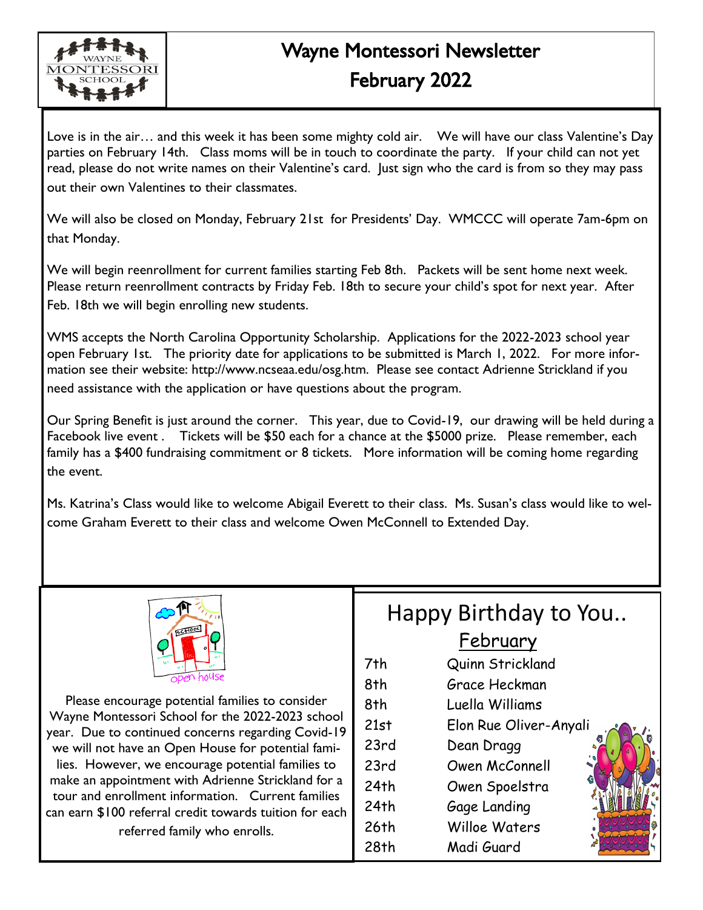# Wayne Montessori Newsletter

## February 2022

Love is in the air… and this week it has been some mighty cold air. We will have our class Valentine's Day parties on February 14th. Class moms will be in touch to coordinate the party. If your child can not yet read, please do not write names on their Valentine's card. Just sign who the card is from so they may pass out their own Valentines to their classmates.

We will also be closed on Monday, February 21st for Presidents' Day. WMCCC will operate 7am-6pm on that Monday.

We will begin reenrollment for current families starting Feb 8th. Packets will be sent home next week. Please return reenrollment contracts by Friday Feb. 18th to secure your child's spot for next year. After Feb. 18th we will begin enrolling new students.

WMS accepts the North Carolina Opportunity Scholarship. Applications for the 2022-2023 school year open February 1st. The priority date for applications to be submitted is March 1, 2022. For more information see their website: http://www.ncseaa.edu/osg.htm. Please see contact Adrienne Strickland if you need assistance with the application or have questions about the program.

Our Spring Benefit is just around the corner. This year, due to Covid-19, our drawing will be held during a Facebook live event . Tickets will be $50 each for a chance at the $5000 prize. Please remember, each family has a $400 fundraising commitment or 8 tickets. More information will be coming home regarding the event.

Ms. Katrina's Class would like to welcome Abigail Everett to their class. Ms. Susan's class would like to welcome Graham Everett to their class and welcome Owen McConnell to Extended Day.

open house

Please encourage potential families to consider Wayne Montessori School for the 2022-2023 school year. Due to continued concerns regarding Covid-19 we will not have an Open House for potential families. However, we encourage potential families to make an appointment with Adrienne Strickland for a tour and enrollment information. Current families can earn $100 referral credit towards tuition for each referred family who enrolls.

## Happy Birthday to You..

### February

| | |
|---|---|
| 7th | Quinn Strickland |
| 8th | Grace Heckman |
| 8th | Luella Williams |
| 21st | Elon Rue Oliver-Anyali |
| 23rd | Dean Dragg |
| 23rd | Owen McConnell |
| 24th | Owen Spoelstra |
| 24th | Gage Landing |
| 26th | Willoe Waters |
| 28th | Madi Guard |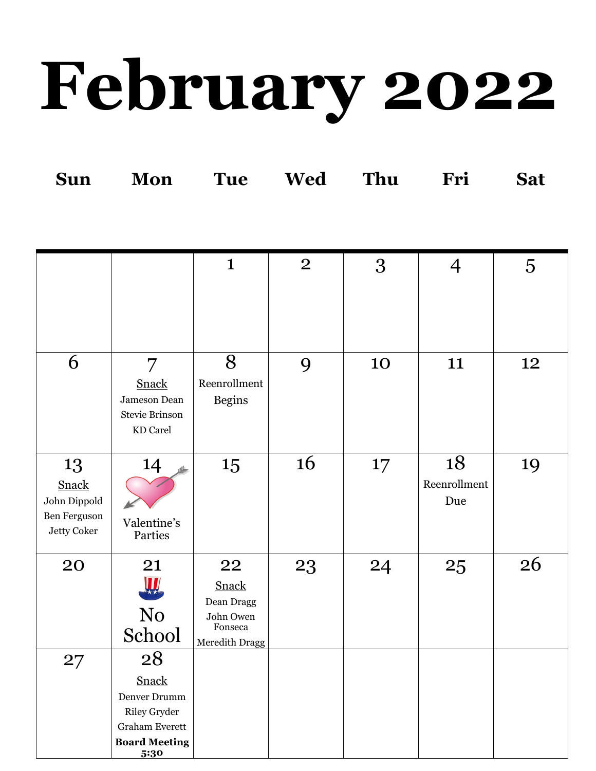# February 2022

| Sun | Mon | Tue | Wed | Thu | Fri | Sat |
|---|---|---|---|---|---|---|
| | | 1 | 2 | 3 | 4 | 5 |
| 6 | 7<br>Snack<br>Jameson Dean<br>Stevie Brinson<br>KD Carel | 8<br>Reenrollment Begins | 9 | 10 | 11 | 12 |
| 13<br>Snack<br>John Dippold<br>Ben Ferguson<br>Jetty Coker | 14<br>Valentine's Parties | 15 | 16 | 17 | 18<br>Reenrollment Due | 19 |
| 20 | 21<br>No School | 22<br>Snack<br>Dean Dragg<br>John Owen Fonseca<br>Meredith Dragg | 23 | 24 | 25 | 26 |
| 27 | 28<br>Snack<br>Denver Drumm<br>Riley Gryder<br>Graham Everett<br>**Board Meeting 5:30** | | | | | |